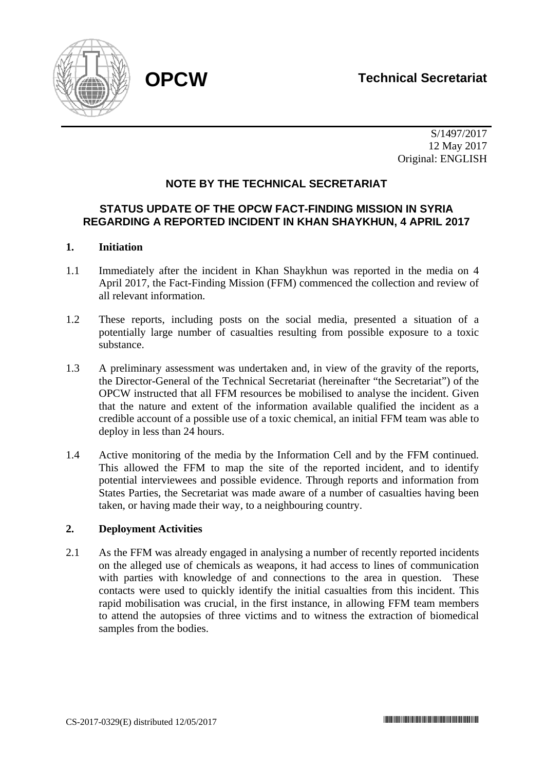**OPCW** **Technical Secretariat**

S/1497/2017
12 May 2017
Original: ENGLISH

## NOTE BY THE TECHNICAL SECRETARIAT

## STATUS UPDATE OF THE OPCW FACT-FINDING MISSION IN SYRIA REGARDING A REPORTED INCIDENT IN KHAN SHAYKHUN, 4 APRIL 2017

### 1. Initiation

1.1 Immediately after the incident in Khan Shaykhun was reported in the media on 4 April 2017, the Fact-Finding Mission (FFM) commenced the collection and review of all relevant information.

1.2 These reports, including posts on the social media, presented a situation of a potentially large number of casualties resulting from possible exposure to a toxic substance.

1.3 A preliminary assessment was undertaken and, in view of the gravity of the reports, the Director-General of the Technical Secretariat (hereinafter "the Secretariat") of the OPCW instructed that all FFM resources be mobilised to analyse the incident. Given that the nature and extent of the information available qualified the incident as a credible account of a possible use of a toxic chemical, an initial FFM team was able to deploy in less than 24 hours.

1.4 Active monitoring of the media by the Information Cell and by the FFM continued. This allowed the FFM to map the site of the reported incident, and to identify potential interviewees and possible evidence. Through reports and information from States Parties, the Secretariat was made aware of a number of casualties having been taken, or having made their way, to a neighbouring country.

### 2. Deployment Activities

2.1 As the FFM was already engaged in analysing a number of recently reported incidents on the alleged use of chemicals as weapons, it had access to lines of communication with parties with knowledge of and connections to the area in question. These contacts were used to quickly identify the initial casualties from this incident. This rapid mobilisation was crucial, in the first instance, in allowing FFM team members to attend the autopsies of three victims and to witness the extraction of biomedical samples from the bodies.

CS-2017-0329(E) distributed 12/05/2017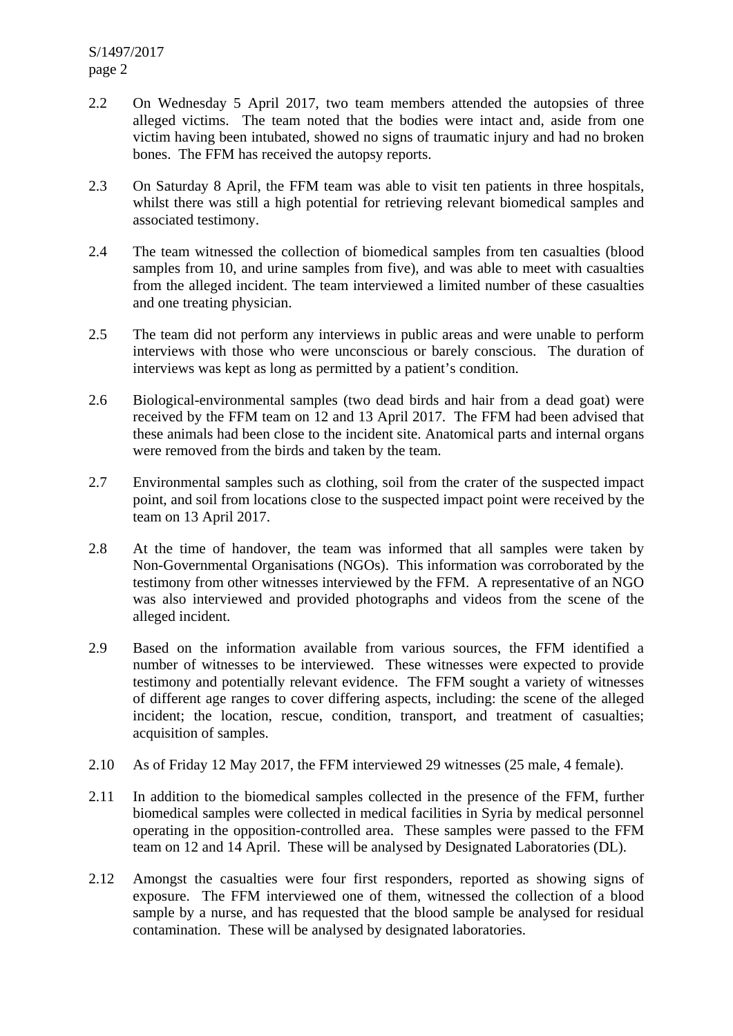2.2 On Wednesday 5 April 2017, two team members attended the autopsies of three alleged victims. The team noted that the bodies were intact and, aside from one victim having been intubated, showed no signs of traumatic injury and had no broken bones. The FFM has received the autopsy reports.

2.3 On Saturday 8 April, the FFM team was able to visit ten patients in three hospitals, whilst there was still a high potential for retrieving relevant biomedical samples and associated testimony.

2.4 The team witnessed the collection of biomedical samples from ten casualties (blood samples from 10, and urine samples from five), and was able to meet with casualties from the alleged incident. The team interviewed a limited number of these casualties and one treating physician.

2.5 The team did not perform any interviews in public areas and were unable to perform interviews with those who were unconscious or barely conscious. The duration of interviews was kept as long as permitted by a patient's condition.

2.6 Biological-environmental samples (two dead birds and hair from a dead goat) were received by the FFM team on 12 and 13 April 2017. The FFM had been advised that these animals had been close to the incident site. Anatomical parts and internal organs were removed from the birds and taken by the team.

2.7 Environmental samples such as clothing, soil from the crater of the suspected impact point, and soil from locations close to the suspected impact point were received by the team on 13 April 2017.

2.8 At the time of handover, the team was informed that all samples were taken by Non-Governmental Organisations (NGOs). This information was corroborated by the testimony from other witnesses interviewed by the FFM. A representative of an NGO was also interviewed and provided photographs and videos from the scene of the alleged incident.

2.9 Based on the information available from various sources, the FFM identified a number of witnesses to be interviewed. These witnesses were expected to provide testimony and potentially relevant evidence. The FFM sought a variety of witnesses of different age ranges to cover differing aspects, including: the scene of the alleged incident; the location, rescue, condition, transport, and treatment of casualties; acquisition of samples.

2.10 As of Friday 12 May 2017, the FFM interviewed 29 witnesses (25 male, 4 female).

2.11 In addition to the biomedical samples collected in the presence of the FFM, further biomedical samples were collected in medical facilities in Syria by medical personnel operating in the opposition-controlled area. These samples were passed to the FFM team on 12 and 14 April. These will be analysed by Designated Laboratories (DL).

2.12 Amongst the casualties were four first responders, reported as showing signs of exposure. The FFM interviewed one of them, witnessed the collection of a blood sample by a nurse, and has requested that the blood sample be analysed for residual contamination. These will be analysed by designated laboratories.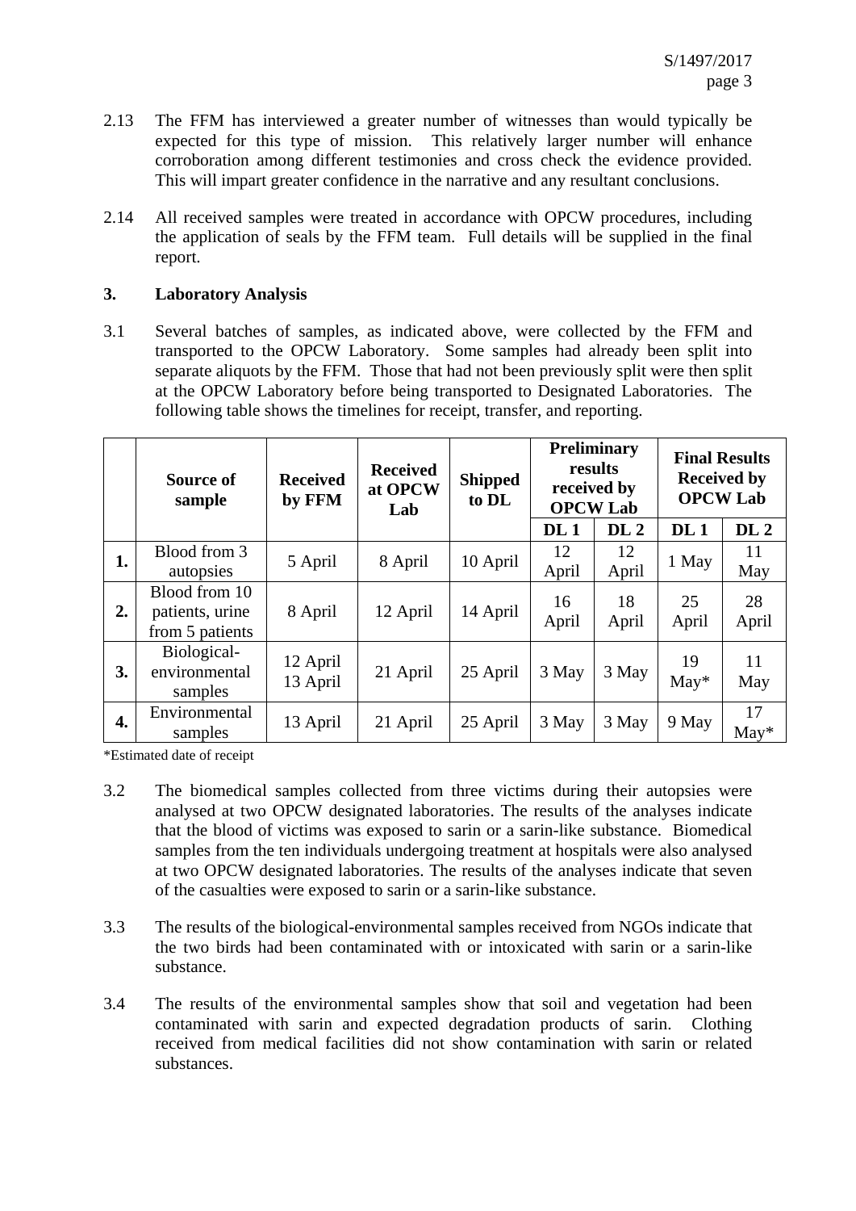2.13 The FFM has interviewed a greater number of witnesses than would typically be expected for this type of mission. This relatively larger number will enhance corroboration among different testimonies and cross check the evidence provided. This will impart greater confidence in the narrative and any resultant conclusions.

2.14 All received samples were treated in accordance with OPCW procedures, including the application of seals by the FFM team. Full details will be supplied in the final report.

### 3. Laboratory Analysis

3.1 Several batches of samples, as indicated above, were collected by the FFM and transported to the OPCW Laboratory. Some samples had already been split into separate aliquots by the FFM. Those that had not been previously split were then split at the OPCW Laboratory before being transported to Designated Laboratories. The following table shows the timelines for receipt, transfer, and reporting.

| | Source of sample | Received by FFM | Received at OPCW Lab | Shipped to DL | Preliminary results received by OPCW Lab | | Final Results Received by OPCW Lab | |
|---|---|---|---|---|---|---|---|---|
| | | | | | DL 1 | DL 2 | DL 1 | DL 2 |
| **1.** | Blood from 3 autopsies | 5 April | 8 April | 10 April | 12 April | 12 April | 1 May | 11 May |
| **2.** | Blood from 10 patients, urine from 5 patients | 8 April | 12 April | 14 April | 16 April | 18 April | 25 April | 28 April |
| **3.** | Biological-environmental samples | 12 April 13 April | 21 April | 25 April | 3 May | 3 May | 19 May* | 11 May |
| **4.** | Environmental samples | 13 April | 21 April | 25 April | 3 May | 3 May | 9 May | 17 May* |

*Estimated date of receipt

3.2 The biomedical samples collected from three victims during their autopsies were analysed at two OPCW designated laboratories. The results of the analyses indicate that the blood of victims was exposed to sarin or a sarin-like substance. Biomedical samples from the ten individuals undergoing treatment at hospitals were also analysed at two OPCW designated laboratories. The results of the analyses indicate that seven of the casualties were exposed to sarin or a sarin-like substance.

3.3 The results of the biological-environmental samples received from NGOs indicate that the two birds had been contaminated with or intoxicated with sarin or a sarin-like substance.

3.4 The results of the environmental samples show that soil and vegetation had been contaminated with sarin and expected degradation products of sarin. Clothing received from medical facilities did not show contamination with sarin or related substances.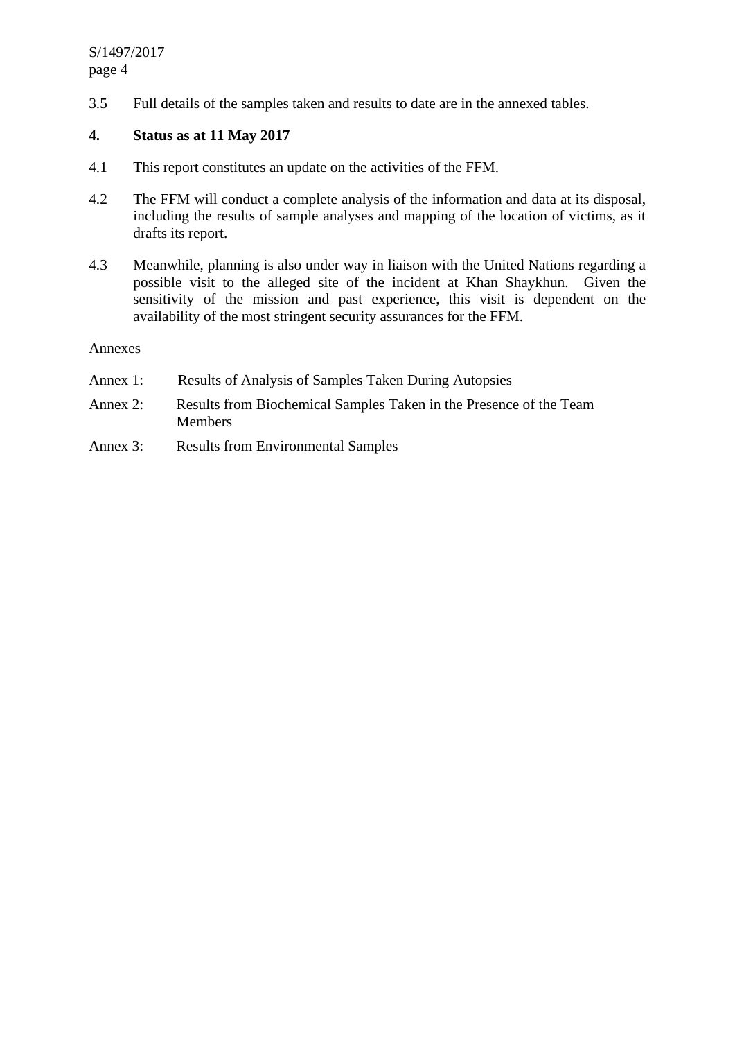3.5 Full details of the samples taken and results to date are in the annexed tables.

## 4. Status as at 11 May 2017

4.1 This report constitutes an update on the activities of the FFM.

4.2 The FFM will conduct a complete analysis of the information and data at its disposal, including the results of sample analyses and mapping of the location of victims, as it drafts its report.

4.3 Meanwhile, planning is also under way in liaison with the United Nations regarding a possible visit to the alleged site of the incident at Khan Shaykhun. Given the sensitivity of the mission and past experience, this visit is dependent on the availability of the most stringent security assurances for the FFM.

Annexes

Annex 1: Results of Analysis of Samples Taken During Autopsies

Annex 2: Results from Biochemical Samples Taken in the Presence of the Team Members

Annex 3: Results from Environmental Samples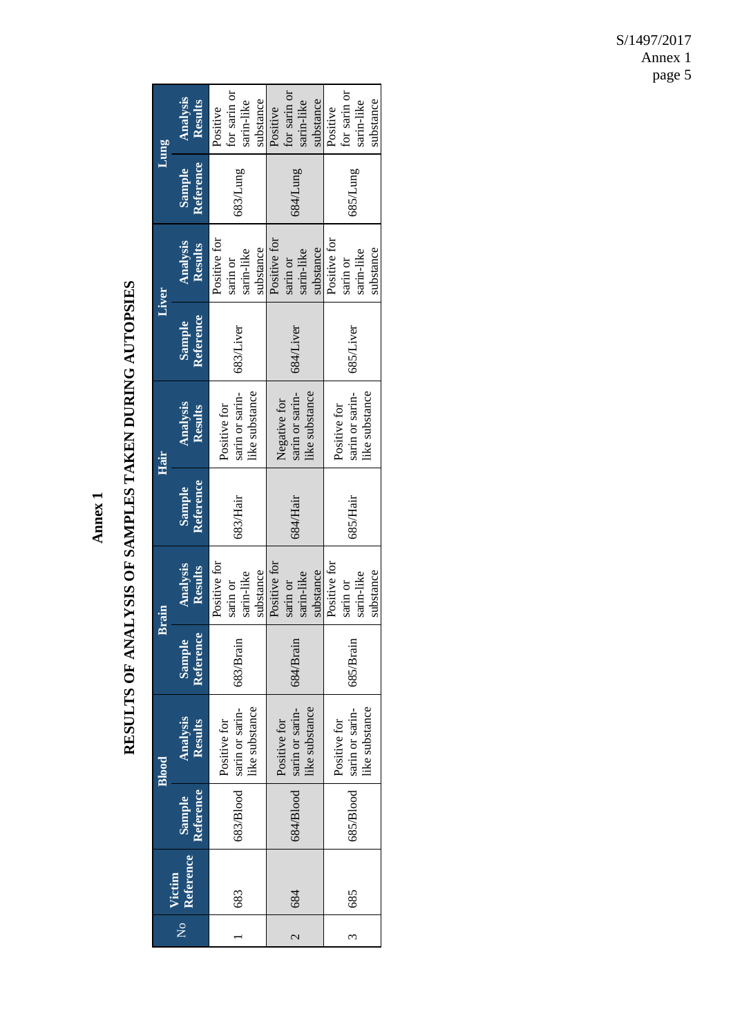# Annex 1

## RESULTS OF ANALYSIS OF SAMPLES TAKEN DURING AUTOPSIES

| No | Victim Reference | Blood | | Brain | | Hair | | Liver | | Lung | |
|---|---|---|---|---|---|---|---|---|---|---|---|
| | | Sample Reference | Analysis Results | Sample Reference | Analysis Results | Sample Reference | Analysis Results | Sample Reference | Analysis Results | Sample Reference | Analysis Results |
| 1 | 683 | 683/Blood | Positive for sarin or sarin-like substance | 683/Brain | Positive for sarin or sarin-like substance | 683/Hair | Positive for sarin or sarin-like substance | 683/Liver | Positive for sarin or sarin-like substance | 683/Lung | Positive for sarin or sarin-like substance |
| 2 | 684 | 684/Blood | Positive for sarin or sarin-like substance | 684/Brain | Positive for sarin or sarin-like substance | 684/Hair | Negative for sarin or sarin-like substance | 684/Liver | Positive for sarin or sarin-like substance | 684/Lung | Positive for sarin or sarin-like substance |
| 3 | 685 | 685/Blood | Positive for sarin or sarin-like substance | 685/Brain | Positive for sarin or sarin-like substance | 685/Hair | Positive for sarin or sarin-like substance | 685/Liver | Positive for sarin or sarin-like substance | 685/Lung | Positive for sarin or sarin-like substance |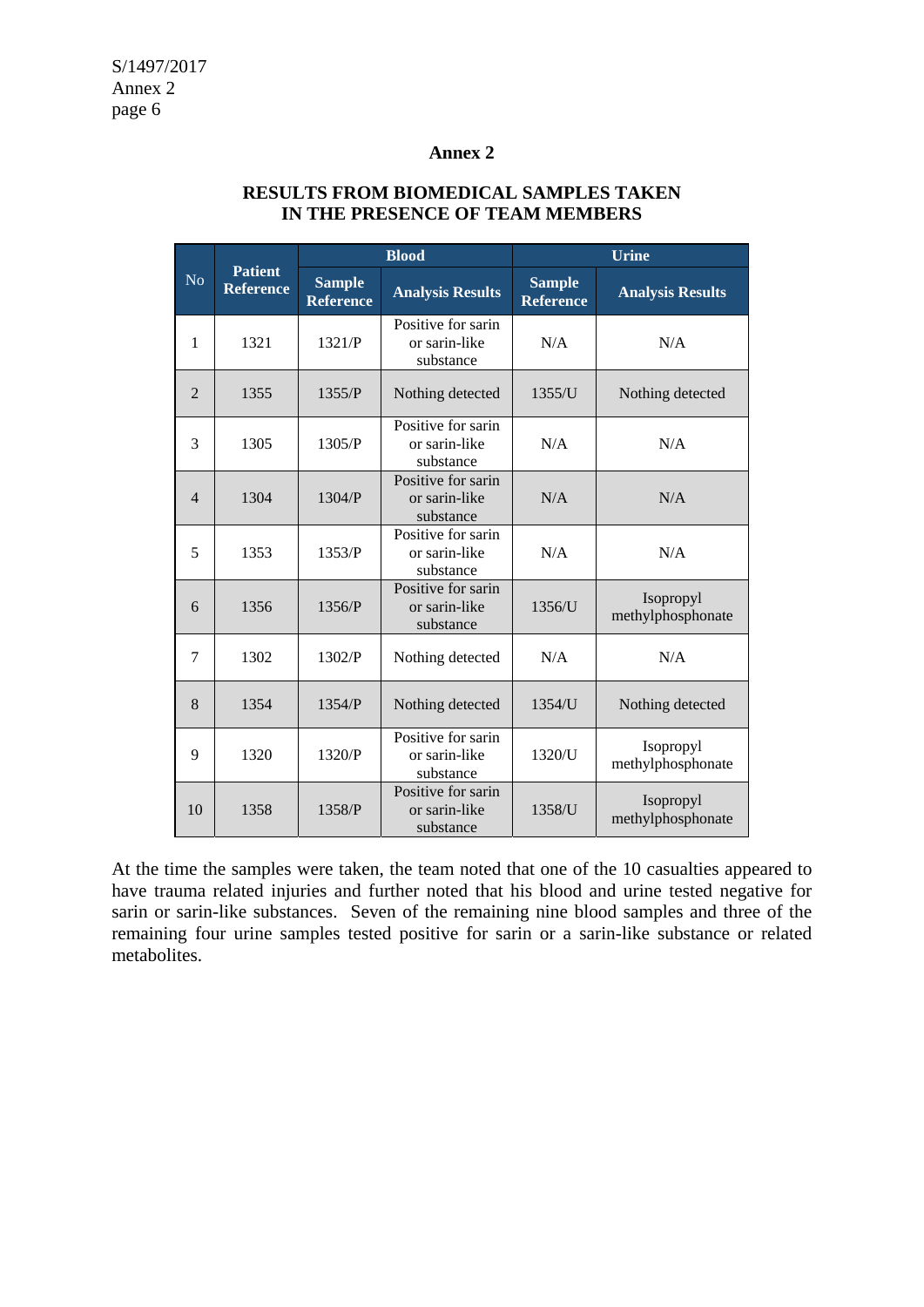## Annex 2

### RESULTS FROM BIOMEDICAL SAMPLES TAKEN IN THE PRESENCE OF TEAM MEMBERS

| No | Patient Reference | Blood | | Urine | |
|---|---|---|---|---|---|
| | | Sample Reference | Analysis Results | Sample Reference | Analysis Results |
| 1 | 1321 | 1321/P | Positive for sarin or sarin-like substance | N/A | N/A |
| 2 | 1355 | 1355/P | Nothing detected | 1355/U | Nothing detected |
| 3 | 1305 | 1305/P | Positive for sarin or sarin-like substance | N/A | N/A |
| 4 | 1304 | 1304/P | Positive for sarin or sarin-like substance | N/A | N/A |
| 5 | 1353 | 1353/P | Positive for sarin or sarin-like substance | N/A | N/A |
| 6 | 1356 | 1356/P | Positive for sarin or sarin-like substance | 1356/U | Isopropyl methylphosphonate |
| 7 | 1302 | 1302/P | Nothing detected | N/A | N/A |
| 8 | 1354 | 1354/P | Nothing detected | 1354/U | Nothing detected |
| 9 | 1320 | 1320/P | Positive for sarin or sarin-like substance | 1320/U | Isopropyl methylphosphonate |
| 10 | 1358 | 1358/P | Positive for sarin or sarin-like substance | 1358/U | Isopropyl methylphosphonate |

At the time the samples were taken, the team noted that one of the 10 casualties appeared to have trauma related injuries and further noted that his blood and urine tested negative for sarin or sarin-like substances. Seven of the remaining nine blood samples and three of the remaining four urine samples tested positive for sarin or a sarin-like substance or related metabolites.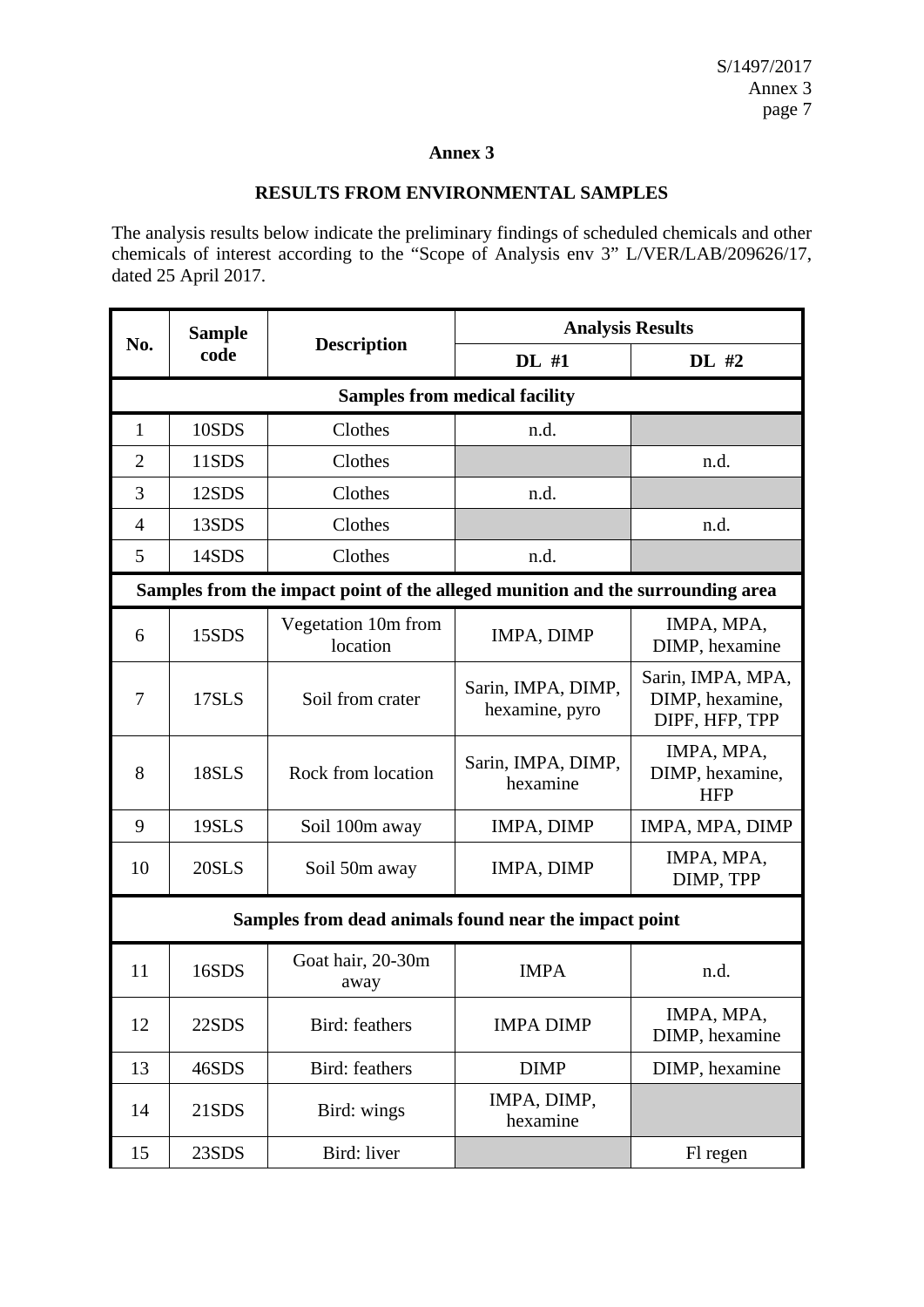# Annex 3

## RESULTS FROM ENVIRONMENTAL SAMPLES

The analysis results below indicate the preliminary findings of scheduled chemicals and other chemicals of interest according to the "Scope of Analysis env 3" L/VER/LAB/209626/17, dated 25 April 2017.

| No. | Sample code | Description | Analysis Results | |
|---|---|---|---|---|
| | | | **DL #1** | **DL #2** |
| **Samples from medical facility** | | | | |
| 1 | 10SDS | Clothes | n.d. | |
| 2 | 11SDS | Clothes | | n.d. |
| 3 | 12SDS | Clothes | n.d. | |
| 4 | 13SDS | Clothes | | n.d. |
| 5 | 14SDS | Clothes | n.d. | |
| **Samples from the impact point of the alleged munition and the surrounding area** | | | | |
| 6 | 15SDS | Vegetation 10m from location | IMPA, DIMP | IMPA, MPA, DIMP, hexamine |
| 7 | 17SLS | Soil from crater | Sarin, IMPA, DIMP, hexamine, pyro | Sarin, IMPA, MPA, DIMP, hexamine, DIPF, HFP, TPP |
| 8 | 18SLS | Rock from location | Sarin, IMPA, DIMP, hexamine | IMPA, MPA, DIMP, hexamine, HFP |
| 9 | 19SLS | Soil 100m away | IMPA, DIMP | IMPA, MPA, DIMP |
| 10 | 20SLS | Soil 50m away | IMPA, DIMP | IMPA, MPA, DIMP, TPP |
| **Samples from dead animals found near the impact point** | | | | |
| 11 | 16SDS | Goat hair, 20-30m away | IMPA | n.d. |
| 12 | 22SDS | Bird: feathers | IMPA DIMP | IMPA, MPA, DIMP, hexamine |
| 13 | 46SDS | Bird: feathers | DIMP | DIMP, hexamine |
| 14 | 21SDS | Bird: wings | IMPA, DIMP, hexamine | |
| 15 | 23SDS | Bird: liver | | Fl regen |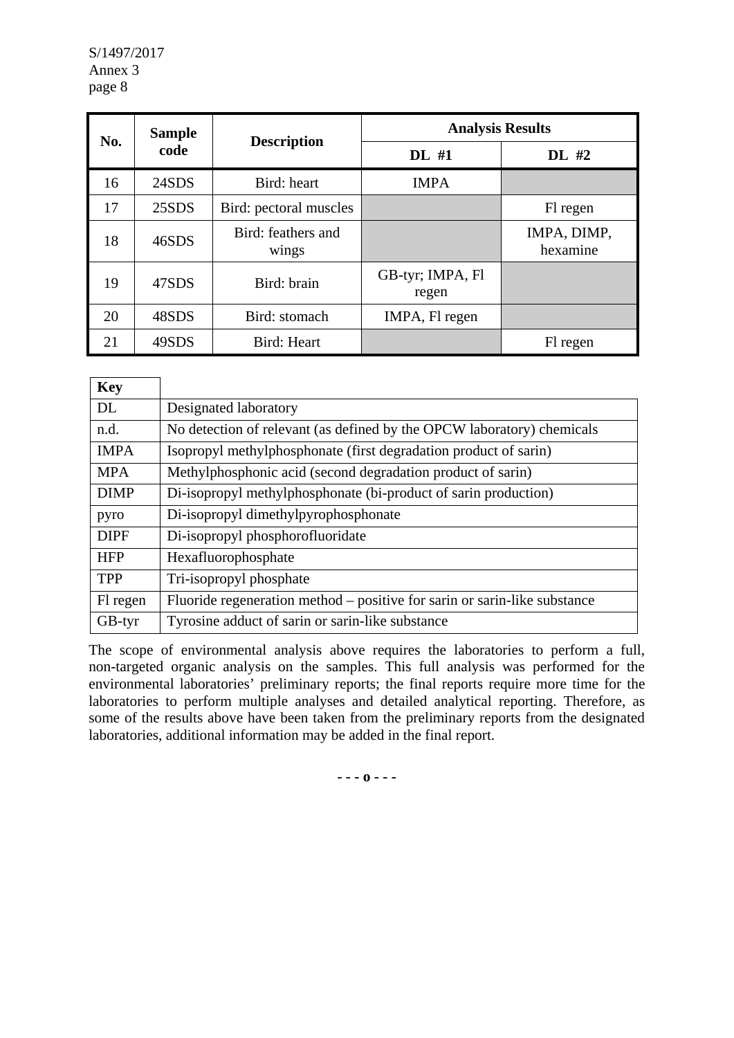| No. | Sample code | Description | Analysis Results | |
|---|---|---|---|---|
| | | | DL #1 | DL #2 |
| 16 | 24SDS | Bird: heart | IMPA | |
| 17 | 25SDS | Bird: pectoral muscles | | Fl regen |
| 18 | 46SDS | Bird: feathers and wings | | IMPA, DIMP, hexamine |
| 19 | 47SDS | Bird: brain | GB-tyr; IMPA, Fl regen | |
| 20 | 48SDS | Bird: stomach | IMPA, Fl regen | |
| 21 | 49SDS | Bird: Heart | | Fl regen |

| Key | |
|---|---|
| DL | Designated laboratory |
| n.d. | No detection of relevant (as defined by the OPCW laboratory) chemicals |
| IMPA | Isopropyl methylphosphonate (first degradation product of sarin) |
| MPA | Methylphosphonic acid (second degradation product of sarin) |
| DIMP | Di-isopropyl methylphosphonate (bi-product of sarin production) |
| pyro | Di-isopropyl dimethylpyrophosphonate |
| DIPF | Di-isopropyl phosphorofluoridate |
| HFP | Hexafluorophosphate |
| TPP | Tri-isopropyl phosphate |
| Fl regen | Fluoride regeneration method – positive for sarin or sarin-like substance |
| GB-tyr | Tyrosine adduct of sarin or sarin-like substance |

The scope of environmental analysis above requires the laboratories to perform a full, non-targeted organic analysis on the samples. This full analysis was performed for the environmental laboratories' preliminary reports; the final reports require more time for the laboratories to perform multiple analyses and detailed analytical reporting. Therefore, as some of the results above have been taken from the preliminary reports from the designated laboratories, additional information may be added in the final report.

**- - - o - - -**